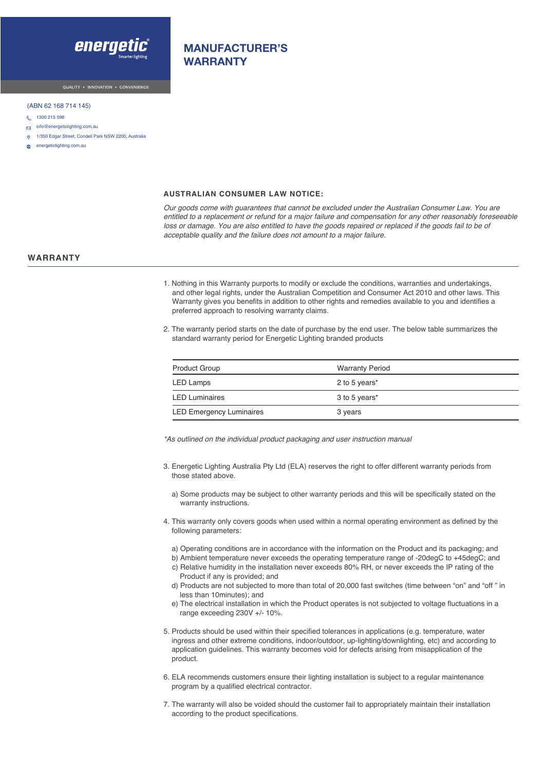energetic® Smarter lighting

QUALITY • INNOVATION • CONVENIENCE

# MANUFACTURER'S WARRANTY

(ABN 62 168 714 145)

- 1300 215 598
- info@energeticlighting.com.au
- 1/350 Edgar Street, Condell Park NSW 2200, Australia
- energeticlighting.com.au

**AUSTRALIAN CONSUMER LAW NOTICE:**

*Our goods come with guarantees that cannot be excluded under the Australian Consumer Law. You are entitled to a replacement or refund for a major failure and compensation for any other reasonably foreseeable loss or damage. You are also entitled to have the goods repaired or replaced if the goods fail to be of acceptable quality and the failure does not amount to a major failure.*

## WARRANTY

1. Nothing in this Warranty purports to modify or exclude the conditions, warranties and undertakings, and other legal rights, under the Australian Competition and Consumer Act 2010 and other laws. This Warranty gives you benefits in addition to other rights and remedies available to you and identifies a preferred approach to resolving warranty claims.

2. The warranty period starts on the date of purchase by the end user. The below table summarizes the standard warranty period for Energetic Lighting branded products

| Product Group | Warranty Period |
|---|---|
| LED Lamps | 2 to 5 years* |
| LED Luminaires | 3 to 5 years* |
| LED Emergency Luminaires | 3 years |

*\*As outlined on the individual product packaging and user instruction manual*

3. Energetic Lighting Australia Pty Ltd (ELA) reserves the right to offer different warranty periods from those stated above.

   a) Some products may be subject to other warranty periods and this will be specifically stated on the warranty instructions.

4. This warranty only covers goods when used within a normal operating environment as defined by the following parameters:

   a) Operating conditions are in accordance with the information on the Product and its packaging; and
   b) Ambient temperature never exceeds the operating temperature range of -20degC to +45degC; and
   c) Relative humidity in the installation never exceeds 80% RH, or never exceeds the IP rating of the Product if any is provided; and
   d) Products are not subjected to more than total of 20,000 fast switches (time between "on" and "off " in less than 10minutes); and
   e) The electrical installation in which the Product operates is not subjected to voltage fluctuations in a range exceeding 230V +/- 10%.

5. Products should be used within their specified tolerances in applications (e.g. temperature, water ingress and other extreme conditions, indoor/outdoor, up-lighting/downlighting, etc) and according to application guidelines. This warranty becomes void for defects arising from misapplication of the product.

6. ELA recommends customers ensure their lighting installation is subject to a regular maintenance program by a qualified electrical contractor.

7. The warranty will also be voided should the customer fail to appropriately maintain their installation according to the product specifications.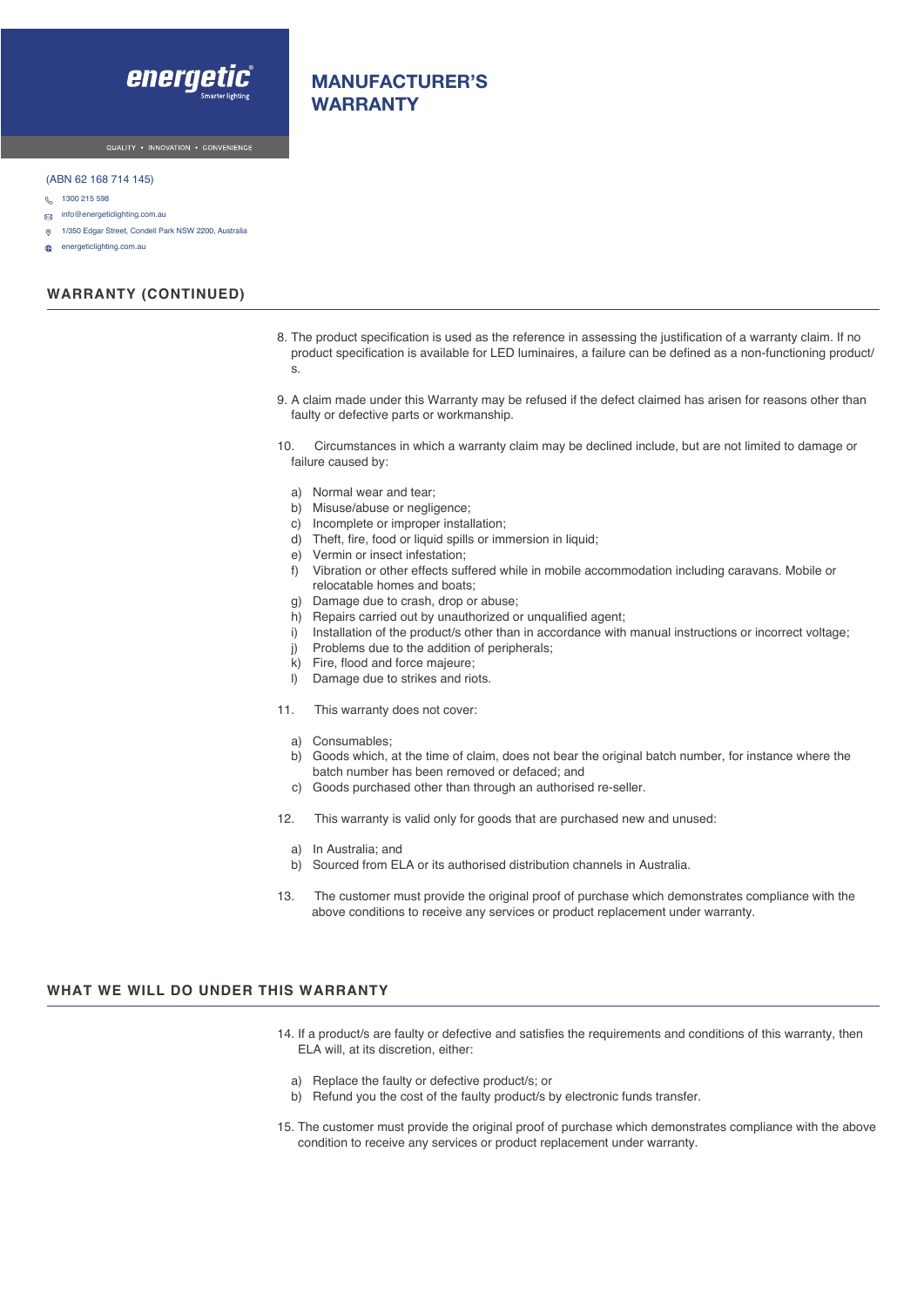# MANUFACTURER'S WARRANTY

(ABN 62 168 714 145)

- 1300 215 598
- info@energeticlighting.com.au
- 1/350 Edgar Street, Condell Park NSW 2200, Australia
- energeticlighting.com.au

## WARRANTY (CONTINUED)

8. The product specification is used as the reference in assessing the justification of a warranty claim. If no product specification is available for LED luminaires, a failure can be defined as a non-functioning product/s.

9. A claim made under this Warranty may be refused if the defect claimed has arisen for reasons other than faulty or defective parts or workmanship.

10. Circumstances in which a warranty claim may be declined include, but are not limited to damage or failure caused by:

    a) Normal wear and tear;
    b) Misuse/abuse or negligence;
    c) Incomplete or improper installation;
    d) Theft, fire, food or liquid spills or immersion in liquid;
    e) Vermin or insect infestation;
    f) Vibration or other effects suffered while in mobile accommodation including caravans. Mobile or relocatable homes and boats;
    g) Damage due to crash, drop or abuse;
    h) Repairs carried out by unauthorized or unqualified agent;
    i) Installation of the product/s other than in accordance with manual instructions or incorrect voltage;
    j) Problems due to the addition of peripherals;
    k) Fire, flood and force majeure;
    l) Damage due to strikes and riots.

11. This warranty does not cover:

    a) Consumables;
    b) Goods which, at the time of claim, does not bear the original batch number, for instance where the batch number has been removed or defaced; and
    c) Goods purchased other than through an authorised re-seller.

12. This warranty is valid only for goods that are purchased new and unused:

    a) In Australia; and
    b) Sourced from ELA or its authorised distribution channels in Australia.

13. The customer must provide the original proof of purchase which demonstrates compliance with the above conditions to receive any services or product replacement under warranty.

## WHAT WE WILL DO UNDER THIS WARRANTY

14. If a product/s are faulty or defective and satisfies the requirements and conditions of this warranty, then ELA will, at its discretion, either:

    a) Replace the faulty or defective product/s; or
    b) Refund you the cost of the faulty product/s by electronic funds transfer.

15. The customer must provide the original proof of purchase which demonstrates compliance with the above condition to receive any services or product replacement under warranty.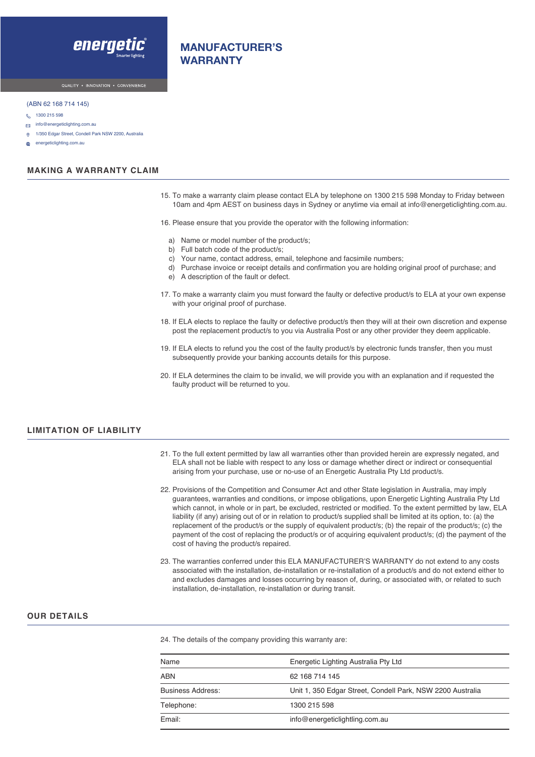# MANUFACTURER'S WARRANTY

energetic® Smarter lighting

QUALITY • INNOVATION • CONVENIENCE

(ABN 62 168 714 145)

1300 215 598

info@energeticlighting.com.au

1/350 Edgar Street, Condell Park NSW 2200, Australia

energeticlighting.com.au

## MAKING A WARRANTY CLAIM

15. To make a warranty claim please contact ELA by telephone on 1300 215 598 Monday to Friday between 10am and 4pm AEST on business days in Sydney or anytime via email at info@energeticlighting.com.au.

16. Please ensure that you provide the operator with the following information:

    a) Name or model number of the product/s;
    b) Full batch code of the product/s;
    c) Your name, contact address, email, telephone and facsimile numbers;
    d) Purchase invoice or receipt details and confirmation you are holding original proof of purchase; and
    e) A description of the fault or defect.

17. To make a warranty claim you must forward the faulty or defective product/s to ELA at your own expense with your original proof of purchase.

18. If ELA elects to replace the faulty or defective product/s then they will at their own discretion and expense post the replacement product/s to you via Australia Post or any other provider they deem applicable.

19. If ELA elects to refund you the cost of the faulty product/s by electronic funds transfer, then you must subsequently provide your banking accounts details for this purpose.

20. If ELA determines the claim to be invalid, we will provide you with an explanation and if requested the faulty product will be returned to you.

## LIMITATION OF LIABILITY

21. To the full extent permitted by law all warranties other than provided herein are expressly negated, and ELA shall not be liable with respect to any loss or damage whether direct or indirect or consequential arising from your purchase, use or no-use of an Energetic Australia Pty Ltd product/s.

22. Provisions of the Competition and Consumer Act and other State legislation in Australia, may imply guarantees, warranties and conditions, or impose obligations, upon Energetic Lighting Australia Pty Ltd which cannot, in whole or in part, be excluded, restricted or modified. To the extent permitted by law, ELA liability (if any) arising out of or in relation to product/s supplied shall be limited at its option, to: (a) the replacement of the product/s or the supply of equivalent product/s; (b) the repair of the product/s; (c) the payment of the cost of replacing the product/s or of acquiring equivalent product/s; (d) the payment of the cost of having the product/s repaired.

23. The warranties conferred under this ELA MANUFACTURER'S WARRANTY do not extend to any costs associated with the installation, de-installation or re-installation of a product/s and do not extend either to and excludes damages and losses occurring by reason of, during, or associated with, or related to such installation, de-installation, re-installation or during transit.

## OUR DETAILS

24. The details of the company providing this warranty are:

| | |
|---|---|
| Name | Energetic Lighting Australia Pty Ltd |
| ABN | 62 168 714 145 |
| Business Address: | Unit 1, 350 Edgar Street, Condell Park, NSW 2200 Australia |
| Telephone: | 1300 215 598 |
| Email: | info@energeticlightling.com.au |